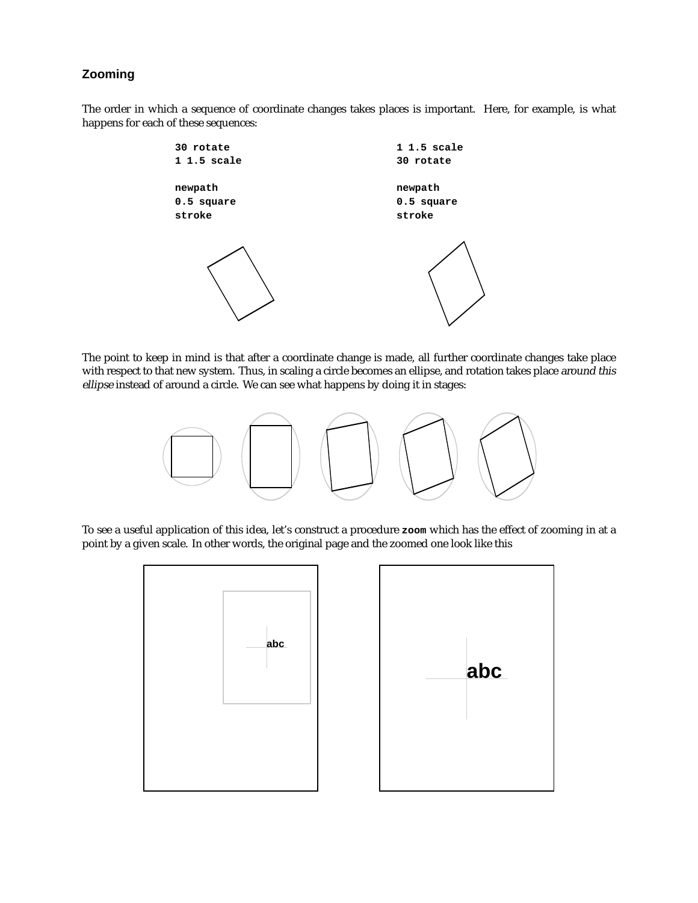### Zooming

The order in which a sequence of coordinate changes takes places is important. Here, for example, is what happens for each of these sequences:

```
30 rotate
1 1.5 scale

newpath
0.5 square
stroke
```

```
1 1.5 scale
30 rotate

newpath
0.5 square
stroke
```

The point to keep in mind is that after a coordinate change is made, all further coordinate changes take place with respect to that new system. Thus, in scaling a circle becomes an ellipse, and rotation takes place *around this ellipse* instead of around a circle. We can see what happens by doing it in stages:

To see a useful application of this idea, let's construct a procedure **`zoom`** which has the effect of zooming in at a point by a given scale. In other words, the original page and the zoomed one look like this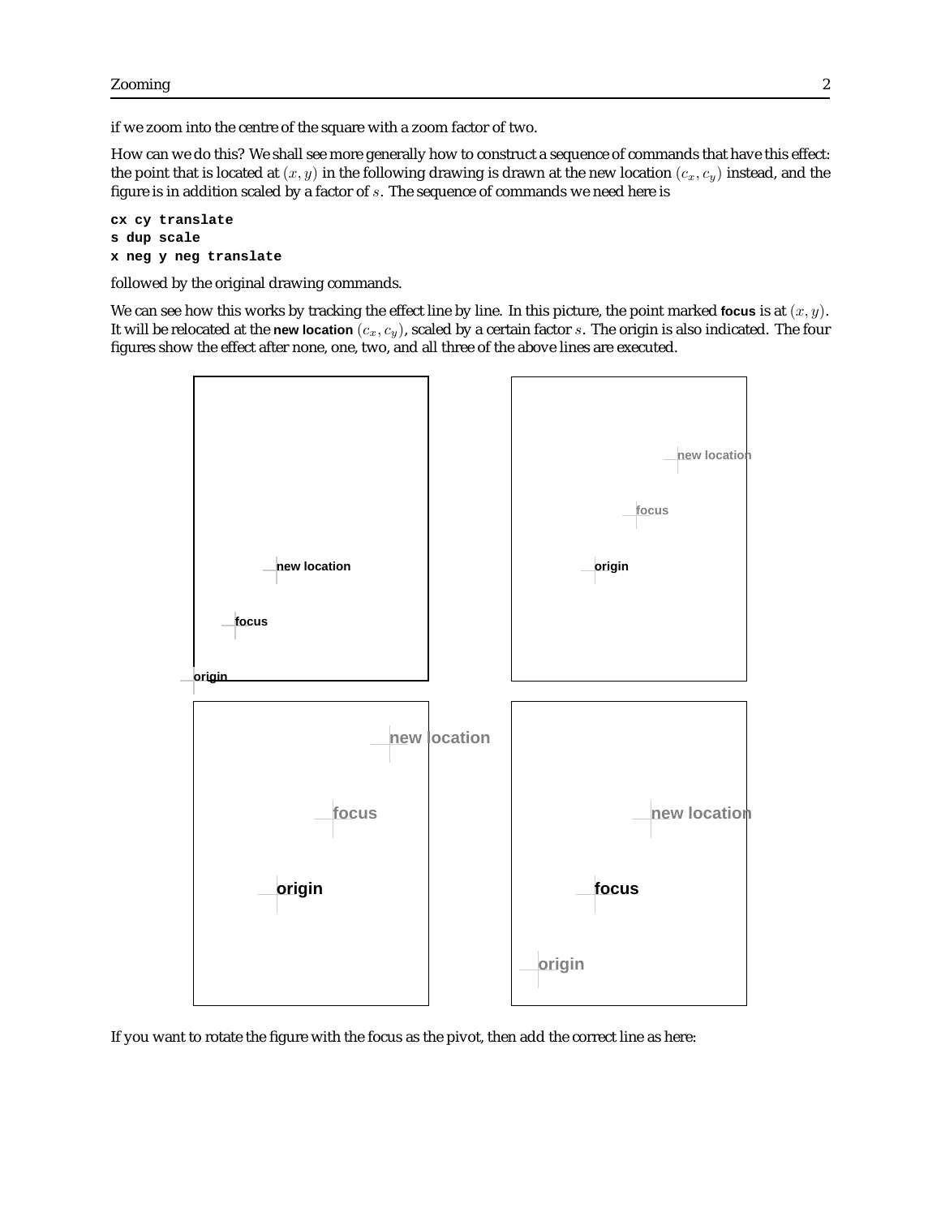if we zoom into the centre of the square with a zoom factor of two.

How can we do this? We shall see more generally how to construct a sequence of commands that have this effect: the point that is located at $(x, y)$ in the following drawing is drawn at the new location $(c_x, c_y)$ instead, and the figure is in addition scaled by a factor of $s$. The sequence of commands we need here is

```
cx cy translate
s dup scale
x neg y neg translate
```

followed by the original drawing commands.

We can see how this works by tracking the effect line by line. In this picture, the point marked **focus** is at $(x, y)$. It will be relocated at the **new location** $(c_x, c_y)$, scaled by a certain factor $s$. The origin is also indicated. The four figures show the effect after none, one, two, and all three of the above lines are executed.

If you want to rotate the figure with the focus as the pivot, then add the correct line as here: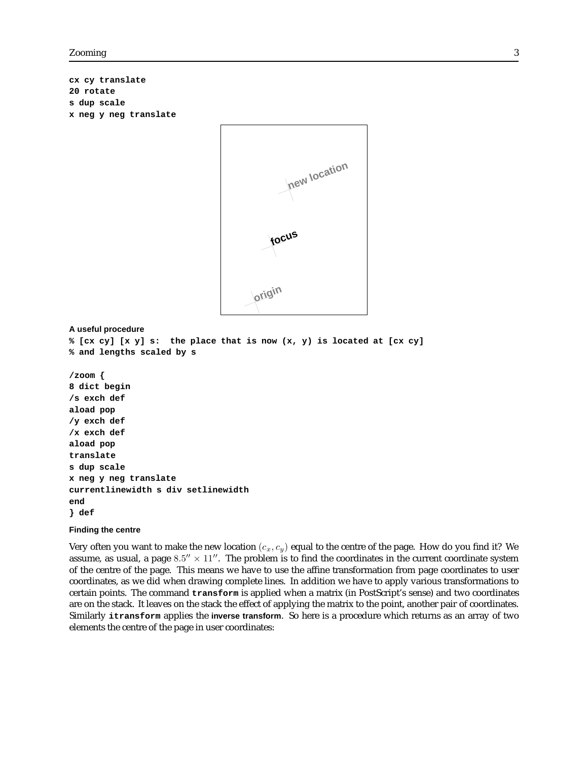```
cx cy translate
20 rotate
s dup scale
x neg y neg translate
```

#### A useful procedure

```
% [cx cy] [x y] s:  the place that is now (x, y) is located at [cx cy]
% and lengths scaled by s

/zoom {
8 dict begin
/s exch def
aload pop
/y exch def
/x exch def
aload pop
translate
s dup scale
x neg y neg translate
currentlinewidth s div setlinewidth
end
} def
```

#### Finding the centre

Very often you want to make the new location $(c_x, c_y)$ equal to the centre of the page. How do you find it? We assume, as usual, a page $8.5'' \times 11''$. The problem is to find the coordinates in the current coordinate system of the centre of the page. This means we have to use the affine transformation from page coordinates to user coordinates, as we did when drawing complete lines. In addition we have to apply various transformations to certain points. The command **`transform`** is applied when a matrix (in PostScript's sense) and two coordinates are on the stack. It leaves on the stack the effect of applying the matrix to the point, another pair of coordinates. Similarly **`itransform`** applies the **inverse transform**. So here is a procedure which returns as an array of two elements the centre of the page in user coordinates: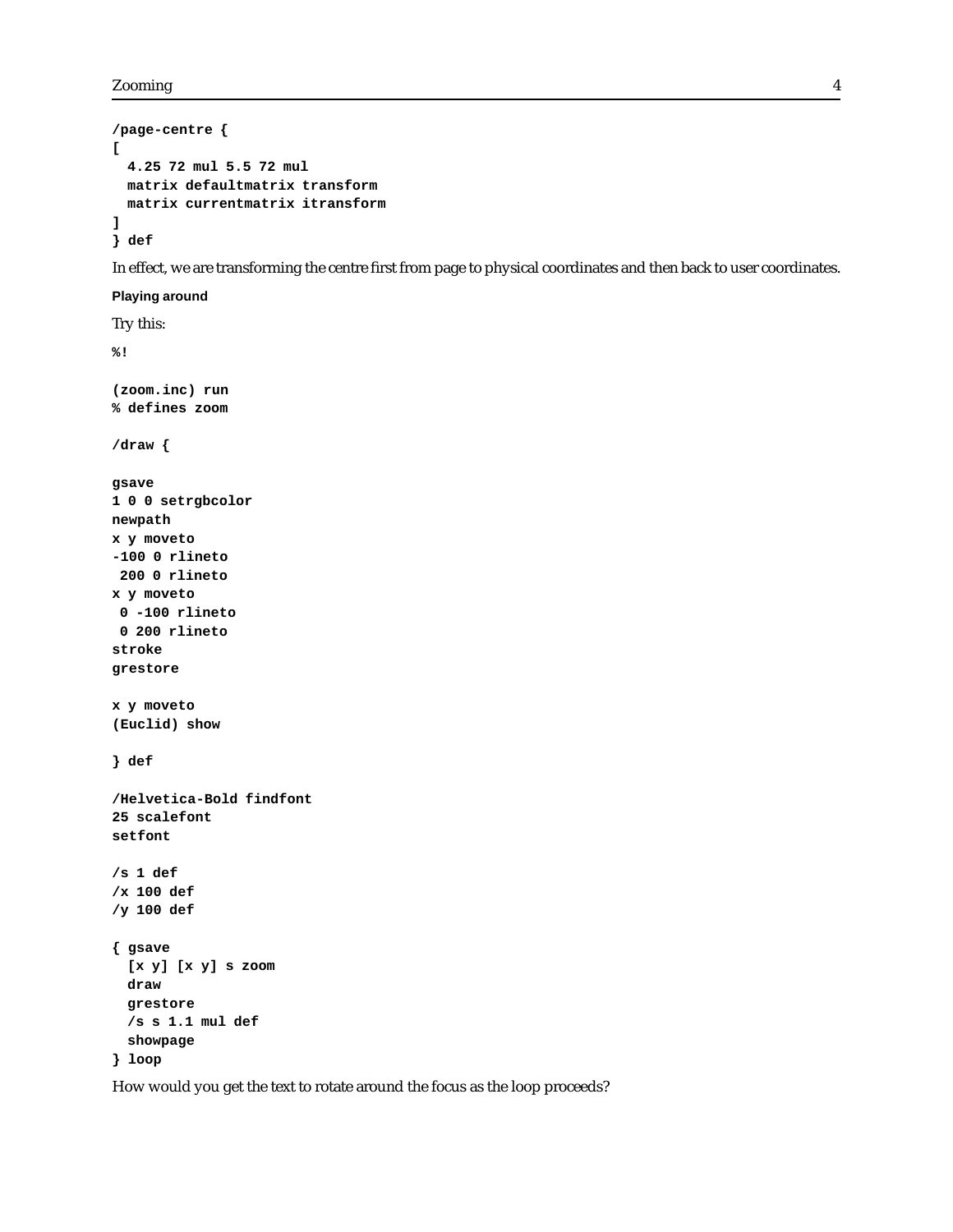```
/page-centre {
[
  4.25 72 mul 5.5 72 mul
  matrix defaultmatrix transform
  matrix currentmatrix itransform
]
} def
```

In effect, we are transforming the centre first from page to physical coordinates and then back to user coordinates.

### Playing around

Try this:

```
%!

(zoom.inc) run
% defines zoom

/draw {

gsave
1 0 0 setrgbcolor
newpath
x y moveto
-100 0 rlineto
 200 0 rlineto
x y moveto
 0 -100 rlineto
 0 200 rlineto
stroke
grestore

x y moveto
(Euclid) show

} def

/Helvetica-Bold findfont
25 scalefont
setfont

/s 1 def
/x 100 def
/y 100 def

{ gsave
  [x y] [x y] s zoom
  draw
  grestore
  /s s 1.1 mul def
  showpage
} loop
```

How would you get the text to rotate around the focus as the loop proceeds?